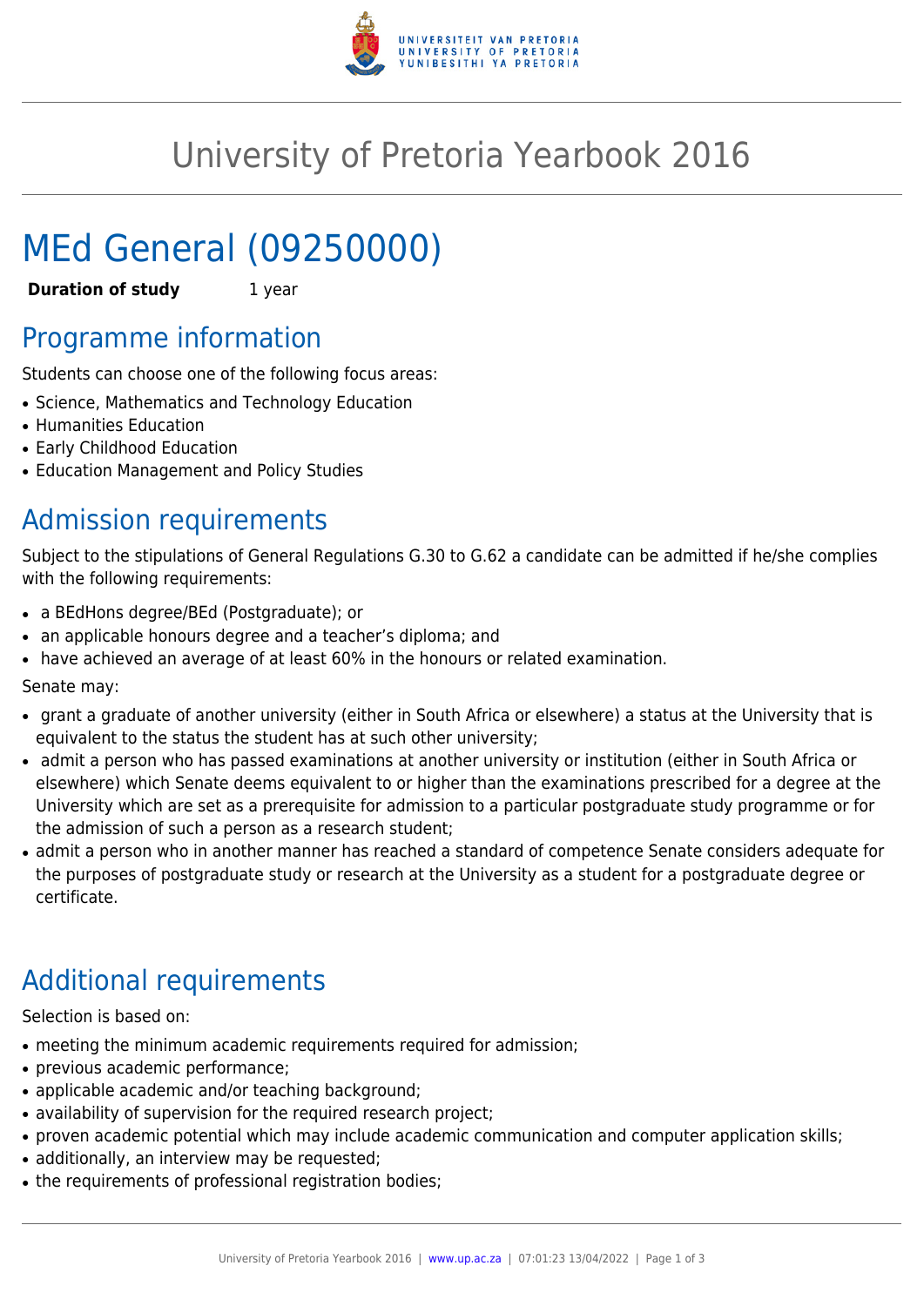# University of Pretoria Yearbook 2016

# MEd General (09250000)

**Duration of study** 1 year

## Programme information

Students can choose one of the following focus areas:

- Science, Mathematics and Technology Education
- Humanities Education
- Early Childhood Education
- Education Management and Policy Studies

## Admission requirements

Subject to the stipulations of General Regulations G.30 to G.62 a candidate can be admitted if he/she complies with the following requirements:

- a BEdHons degree/BEd (Postgraduate); or
- an applicable honours degree and a teacher's diploma; and
- have achieved an average of at least 60% in the honours or related examination.

Senate may:

- grant a graduate of another university (either in South Africa or elsewhere) a status at the University that is equivalent to the status the student has at such other university;
- admit a person who has passed examinations at another university or institution (either in South Africa or elsewhere) which Senate deems equivalent to or higher than the examinations prescribed for a degree at the University which are set as a prerequisite for admission to a particular postgraduate study programme or for the admission of such a person as a research student;
- admit a person who in another manner has reached a standard of competence Senate considers adequate for the purposes of postgraduate study or research at the University as a student for a postgraduate degree or certificate.

## Additional requirements

Selection is based on:

- meeting the minimum academic requirements required for admission;
- previous academic performance;
- applicable academic and/or teaching background;
- availability of supervision for the required research project;
- proven academic potential which may include academic communication and computer application skills;
- additionally, an interview may be requested;
- the requirements of professional registration bodies;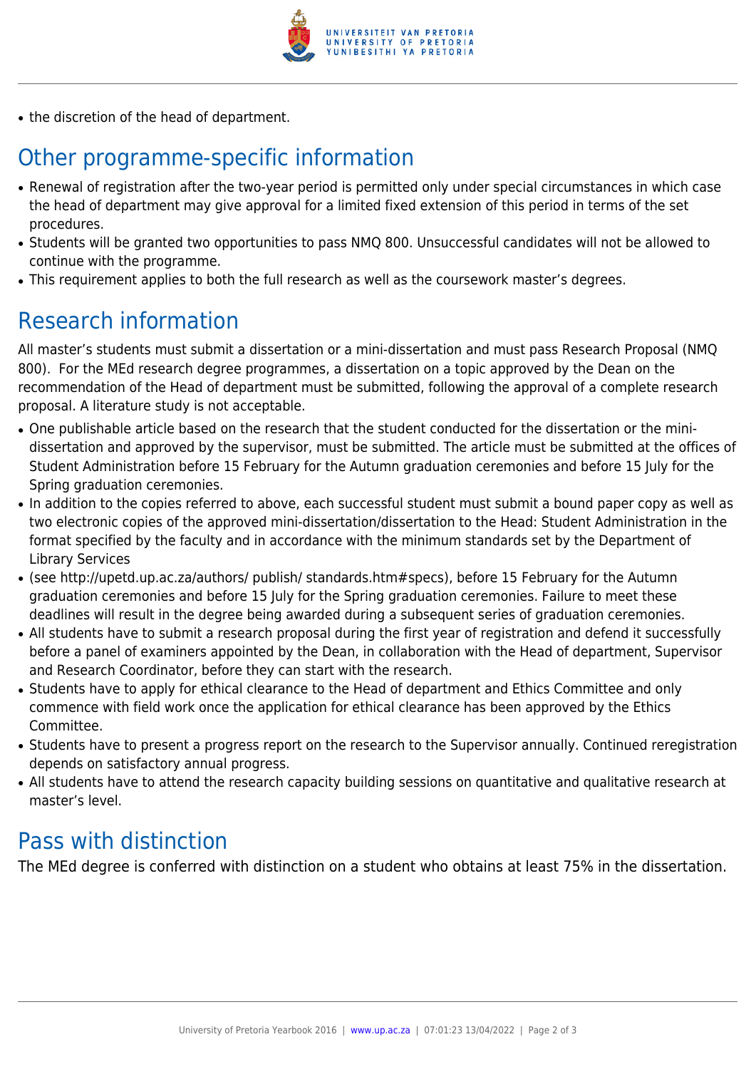- the discretion of the head of department.

## Other programme-specific information

- Renewal of registration after the two-year period is permitted only under special circumstances in which case the head of department may give approval for a limited fixed extension of this period in terms of the set procedures.
- Students will be granted two opportunities to pass NMQ 800. Unsuccessful candidates will not be allowed to continue with the programme.
- This requirement applies to both the full research as well as the coursework master's degrees.

## Research information

All master's students must submit a dissertation or a mini-dissertation and must pass Research Proposal (NMQ 800). For the MEd research degree programmes, a dissertation on a topic approved by the Dean on the recommendation of the Head of department must be submitted, following the approval of a complete research proposal. A literature study is not acceptable.

- One publishable article based on the research that the student conducted for the dissertation or the mini-dissertation and approved by the supervisor, must be submitted. The article must be submitted at the offices of Student Administration before 15 February for the Autumn graduation ceremonies and before 15 July for the Spring graduation ceremonies.
- In addition to the copies referred to above, each successful student must submit a bound paper copy as well as two electronic copies of the approved mini-dissertation/dissertation to the Head: Student Administration in the format specified by the faculty and in accordance with the minimum standards set by the Department of Library Services
- (see http://upetd.up.ac.za/authors/ publish/ standards.htm#specs), before 15 February for the Autumn graduation ceremonies and before 15 July for the Spring graduation ceremonies. Failure to meet these deadlines will result in the degree being awarded during a subsequent series of graduation ceremonies.
- All students have to submit a research proposal during the first year of registration and defend it successfully before a panel of examiners appointed by the Dean, in collaboration with the Head of department, Supervisor and Research Coordinator, before they can start with the research.
- Students have to apply for ethical clearance to the Head of department and Ethics Committee and only commence with field work once the application for ethical clearance has been approved by the Ethics Committee.
- Students have to present a progress report on the research to the Supervisor annually. Continued reregistration depends on satisfactory annual progress.
- All students have to attend the research capacity building sessions on quantitative and qualitative research at master's level.

## Pass with distinction

The MEd degree is conferred with distinction on a student who obtains at least 75% in the dissertation.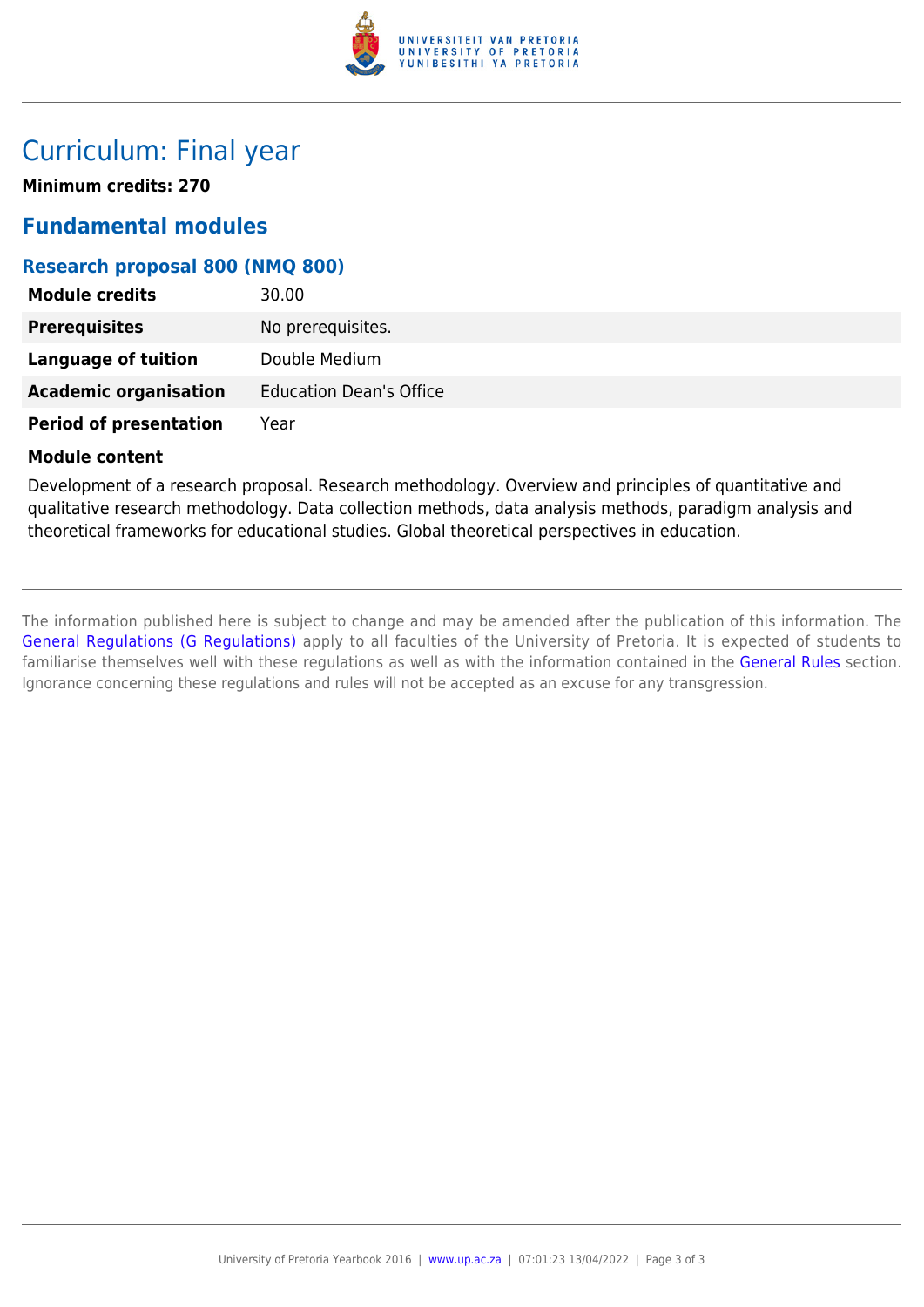# Curriculum: Final year

**Minimum credits: 270**

## Fundamental modules

### Research proposal 800 (NMQ 800)

| | |
|---|---|
| **Module credits** | 30.00 |
| **Prerequisites** | No prerequisites. |
| **Language of tuition** | Double Medium |
| **Academic organisation** | Education Dean's Office |
| **Period of presentation** | Year |

**Module content**

Development of a research proposal. Research methodology. Overview and principles of quantitative and qualitative research methodology. Data collection methods, data analysis methods, paradigm analysis and theoretical frameworks for educational studies. Global theoretical perspectives in education.

The information published here is subject to change and may be amended after the publication of this information. The General Regulations (G Regulations) apply to all faculties of the University of Pretoria. It is expected of students to familiarise themselves well with these regulations as well as with the information contained in the General Rules section. Ignorance concerning these regulations and rules will not be accepted as an excuse for any transgression.